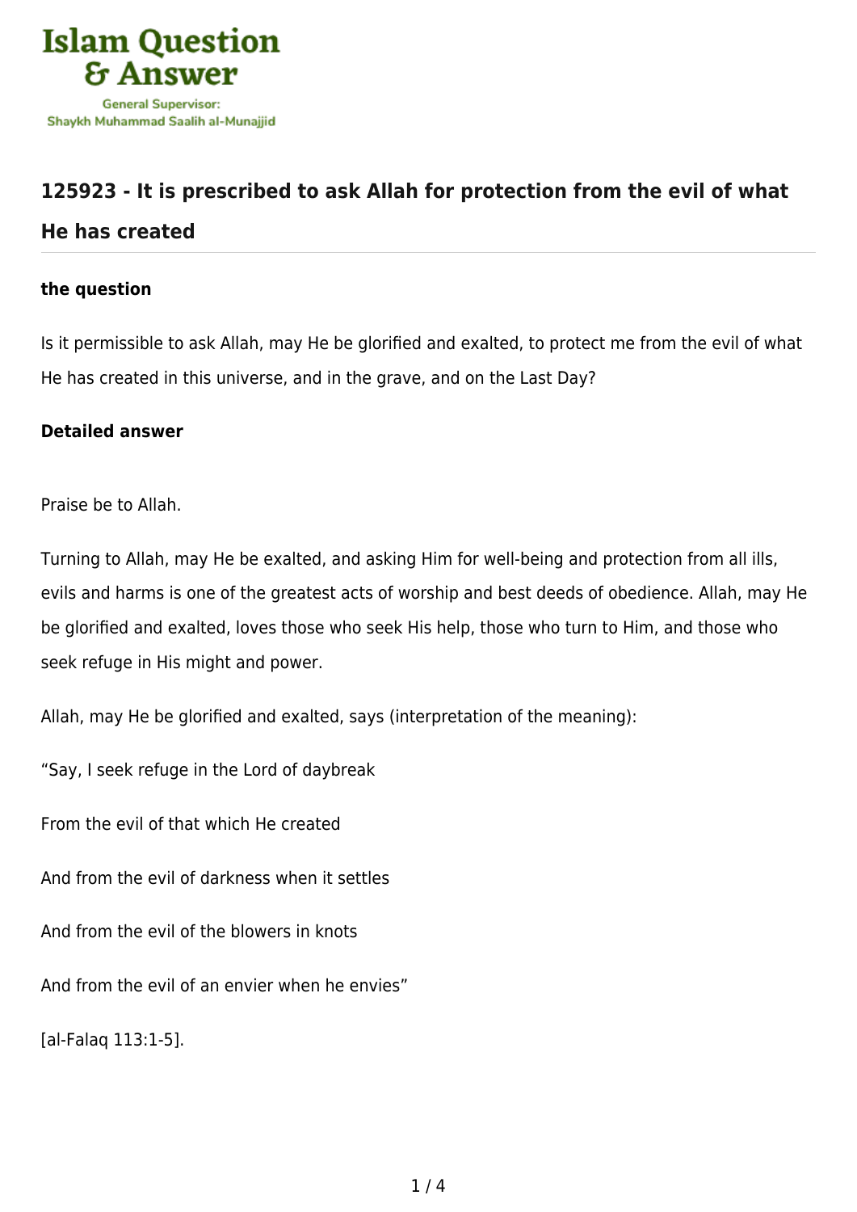# 125923 - It is prescribed to ask Allah for protection from the evil of what He has created

### the question

Is it permissible to ask Allah, may He be glorified and exalted, to protect me from the evil of what He has created in this universe, and in the grave, and on the Last Day?

### Detailed answer

Praise be to Allah.

Turning to Allah, may He be exalted, and asking Him for well-being and protection from all ills, evils and harms is one of the greatest acts of worship and best deeds of obedience. Allah, may He be glorified and exalted, loves those who seek His help, those who turn to Him, and those who seek refuge in His might and power.

Allah, may He be glorified and exalted, says (interpretation of the meaning):

"Say, I seek refuge in the Lord of daybreak

From the evil of that which He created

And from the evil of darkness when it settles

And from the evil of the blowers in knots

And from the evil of an envier when he envies"

[al-Falaq 113:1-5].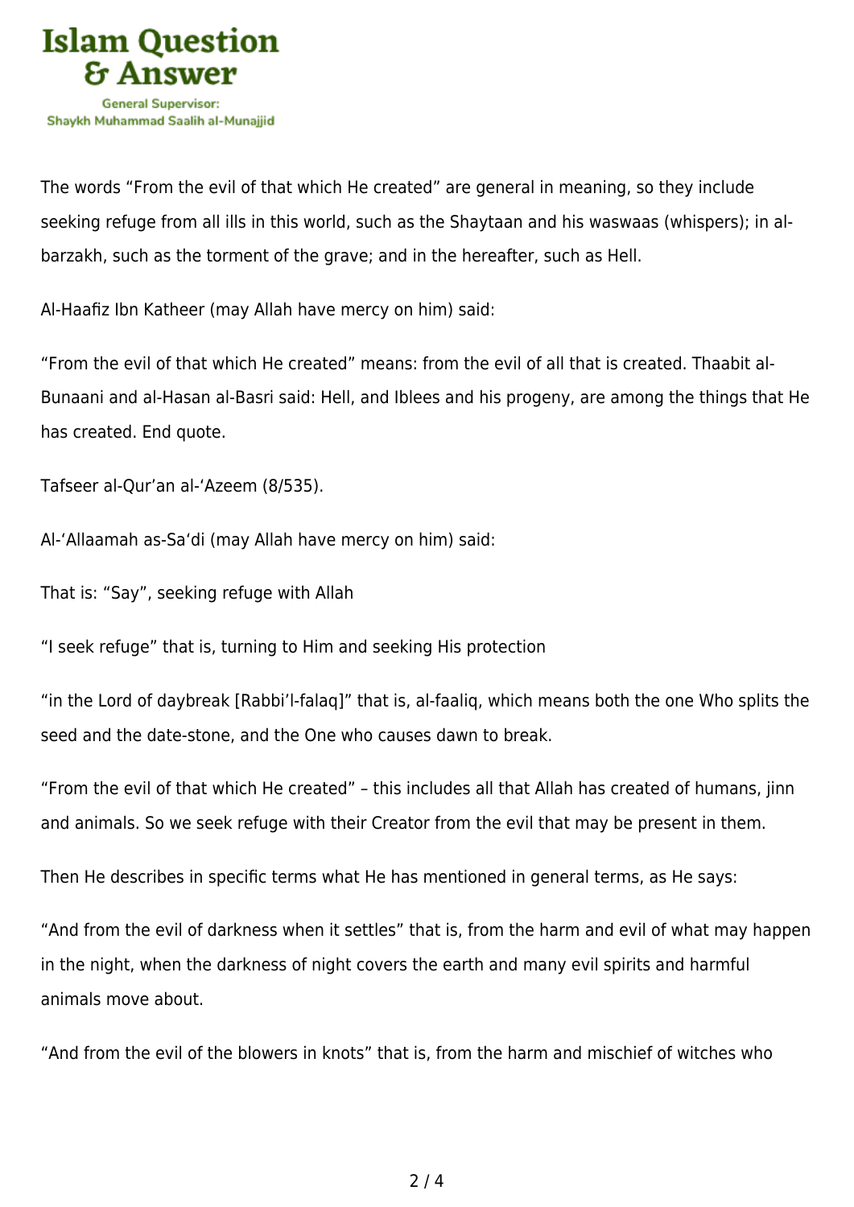The words “From the evil of that which He created” are general in meaning, so they include seeking refuge from all ills in this world, such as the Shaytaan and his waswaas (whispers); in al-barzakh, such as the torment of the grave; and in the hereafter, such as Hell.

Al-Haafiz Ibn Katheer (may Allah have mercy on him) said:

“From the evil of that which He created” means: from the evil of all that is created. Thaabit al-Bunaani and al-Hasan al-Basri said: Hell, and Iblees and his progeny, are among the things that He has created. End quote.

Tafseer al-Qur’an al-‘Azeem (8/535).

Al-‘Allaamah as-Sa‘di (may Allah have mercy on him) said:

That is: “Say”, seeking refuge with Allah

“I seek refuge” that is, turning to Him and seeking His protection

“in the Lord of daybreak [Rabbi’l-falaq]” that is, al-faaliq, which means both the one Who splits the seed and the date-stone, and the One who causes dawn to break.

“From the evil of that which He created” – this includes all that Allah has created of humans, jinn and animals. So we seek refuge with their Creator from the evil that may be present in them.

Then He describes in specific terms what He has mentioned in general terms, as He says:

“And from the evil of darkness when it settles” that is, from the harm and evil of what may happen in the night, when the darkness of night covers the earth and many evil spirits and harmful animals move about.

“And from the evil of the blowers in knots” that is, from the harm and mischief of witches who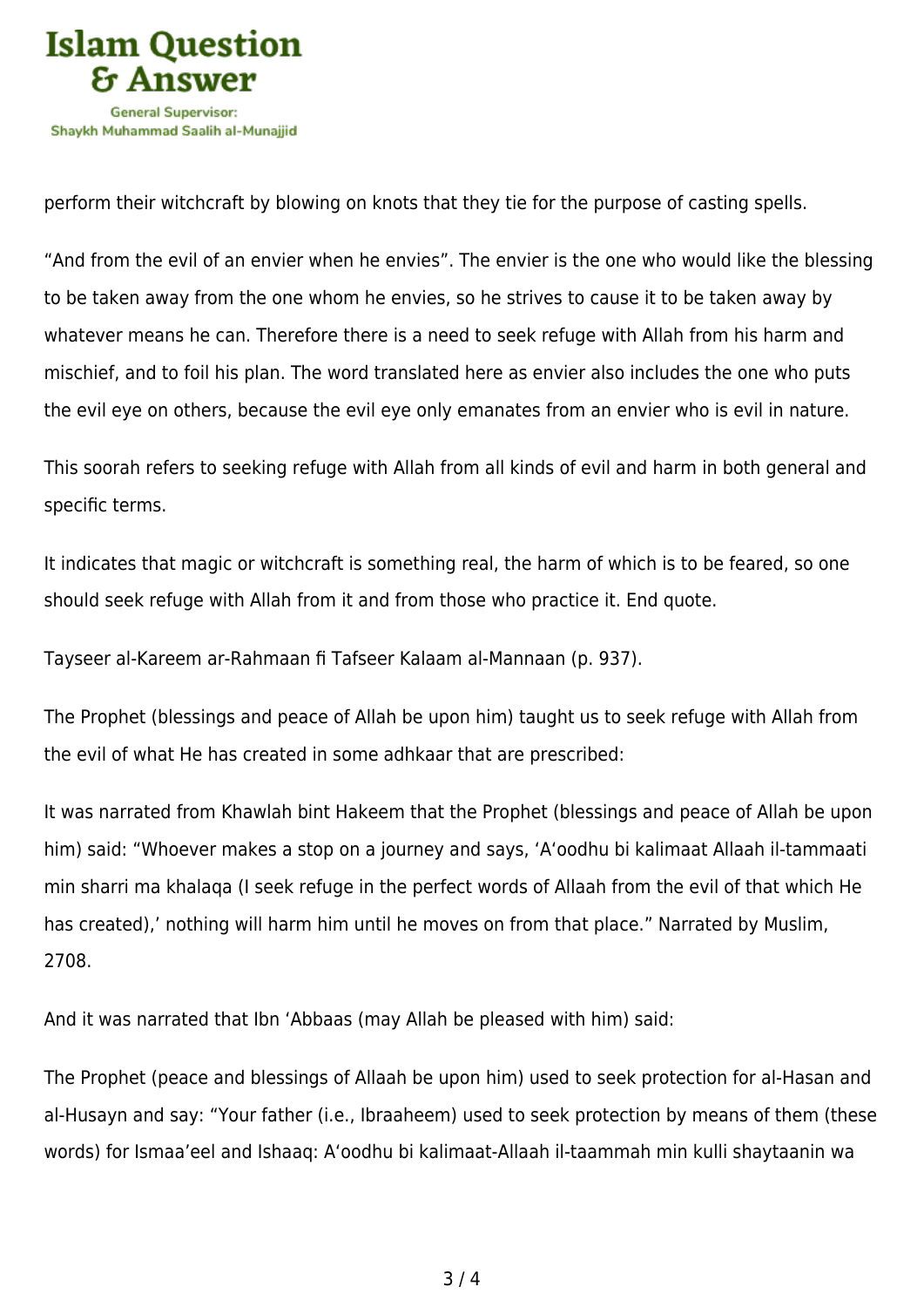perform their witchcraft by blowing on knots that they tie for the purpose of casting spells.

“And from the evil of an envier when he envies”. The envier is the one who would like the blessing to be taken away from the one whom he envies, so he strives to cause it to be taken away by whatever means he can. Therefore there is a need to seek refuge with Allah from his harm and mischief, and to foil his plan. The word translated here as envier also includes the one who puts the evil eye on others, because the evil eye only emanates from an envier who is evil in nature.

This soorah refers to seeking refuge with Allah from all kinds of evil and harm in both general and specific terms.

It indicates that magic or witchcraft is something real, the harm of which is to be feared, so one should seek refuge with Allah from it and from those who practice it. End quote.

Tayseer al-Kareem ar-Rahmaan fi Tafseer Kalaam al-Mannaan (p. 937).

The Prophet (blessings and peace of Allah be upon him) taught us to seek refuge with Allah from the evil of what He has created in some adhkaar that are prescribed:

It was narrated from Khawlah bint Hakeem that the Prophet (blessings and peace of Allah be upon him) said: “Whoever makes a stop on a journey and says, ‘A‘oodhu bi kalimaat Allaah il-tammaati min sharri ma khalaqa (I seek refuge in the perfect words of Allaah from the evil of that which He has created),’ nothing will harm him until he moves on from that place.” Narrated by Muslim, 2708.

And it was narrated that Ibn ‘Abbaas (may Allah be pleased with him) said:

The Prophet (peace and blessings of Allaah be upon him) used to seek protection for al-Hasan and al-Husayn and say: “Your father (i.e., Ibraaheem) used to seek protection by means of them (these words) for Ismaa’eel and Ishaaq: A‘oodhu bi kalimaat-Allaah il-taammah min kulli shaytaanin wa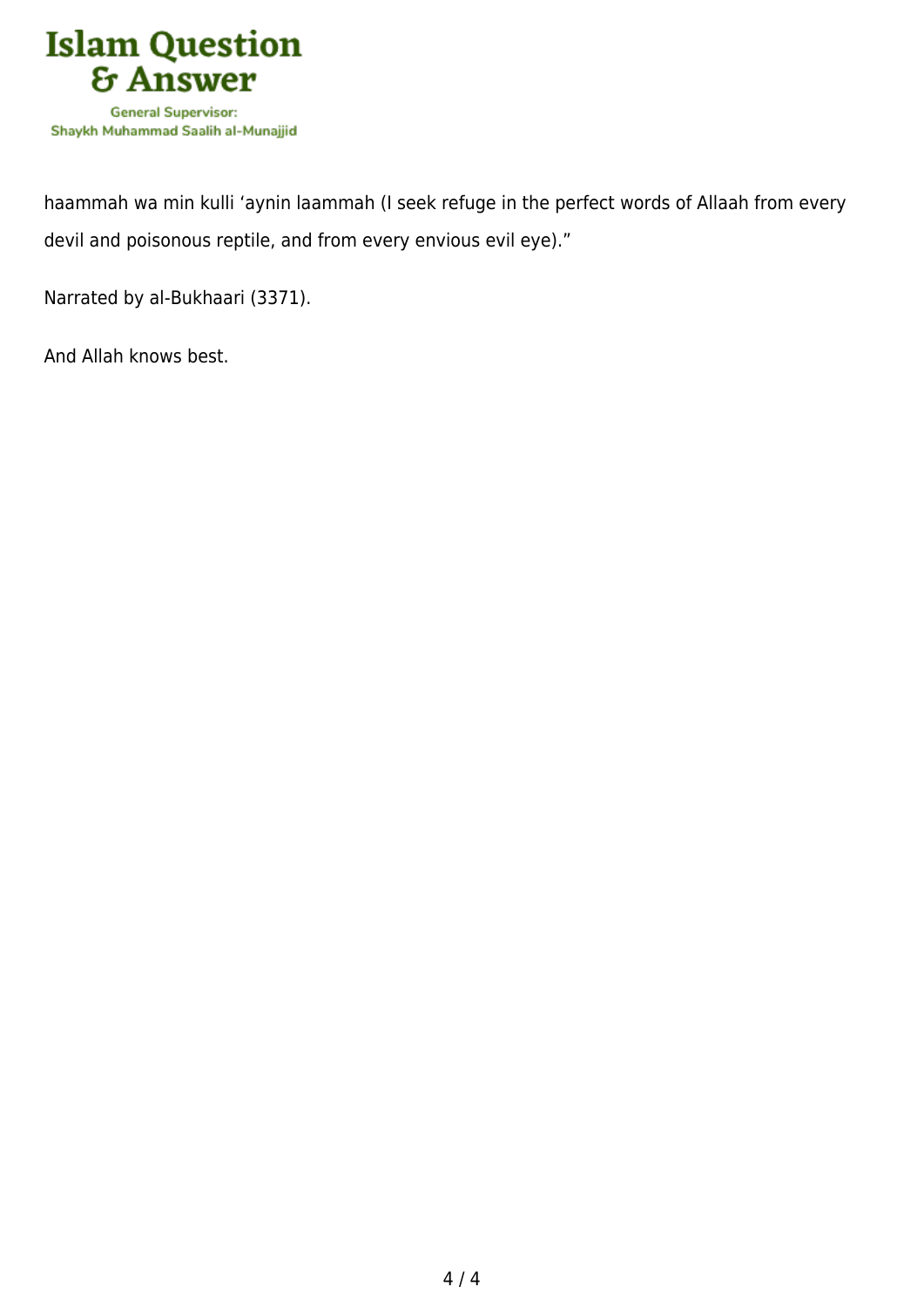haammah wa min kulli ‘aynin laammah (I seek refuge in the perfect words of Allaah from every devil and poisonous reptile, and from every envious evil eye).”

Narrated by al-Bukhaari (3371).

And Allah knows best.